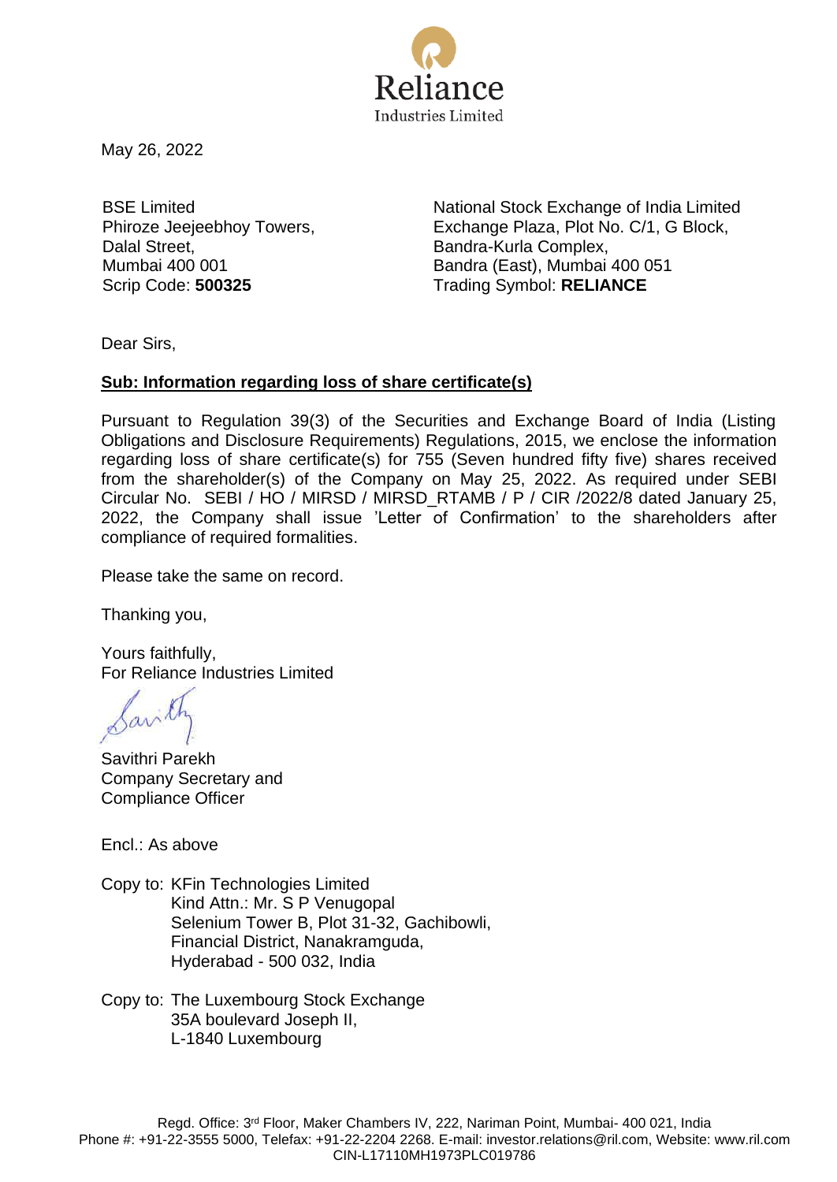Reliance
Industries Limited

May 26, 2022

BSE Limited
Phiroze Jeejeebhoy Towers,
Dalal Street,
Mumbai 400 001
Scrip Code: **500325**

National Stock Exchange of India Limited
Exchange Plaza, Plot No. C/1, G Block,
Bandra-Kurla Complex,
Bandra (East), Mumbai 400 051
Trading Symbol: **RELIANCE**

Dear Sirs,

**Sub: Information regarding loss of share certificate(s)**

Pursuant to Regulation 39(3) of the Securities and Exchange Board of India (Listing Obligations and Disclosure Requirements) Regulations, 2015, we enclose the information regarding loss of share certificate(s) for 755 (Seven hundred fifty five) shares received from the shareholder(s) of the Company on May 25, 2022. As required under SEBI Circular No. SEBI / HO / MIRSD / MIRSD_RTAMB / P / CIR /2022/8 dated January 25, 2022, the Company shall issue 'Letter of Confirmation' to the shareholders after compliance of required formalities.

Please take the same on record.

Thanking you,

Yours faithfully,
For Reliance Industries Limited

Savithri Parekh
Company Secretary and
Compliance Officer

Encl.: As above

Copy to: KFin Technologies Limited
Kind Attn.: Mr. S P Venugopal
Selenium Tower B, Plot 31-32, Gachibowli,
Financial District, Nanakramguda,
Hyderabad - 500 032, India

Copy to: The Luxembourg Stock Exchange
35A boulevard Joseph II,
L-1840 Luxembourg

Regd. Office: 3rd Floor, Maker Chambers IV, 222, Nariman Point, Mumbai- 400 021, India
Phone #: +91-22-3555 5000, Telefax: +91-22-2204 2268. E-mail: investor.relations@ril.com, Website: www.ril.com
CIN-L17110MH1973PLC019786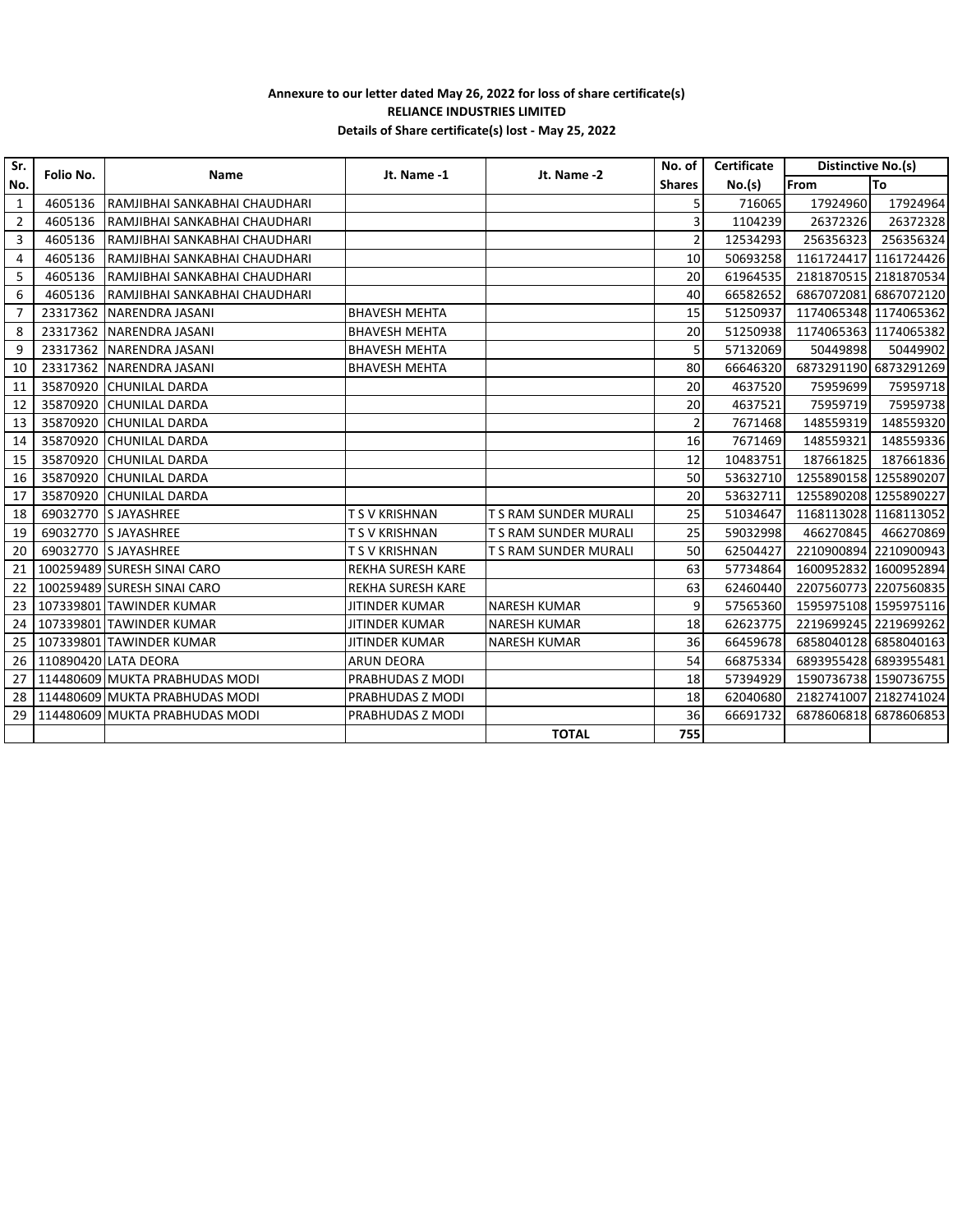**Annexure to our letter dated May 26, 2022 for loss of share certificate(s)**

**RELIANCE INDUSTRIES LIMITED**

**Details of Share certificate(s) lost - May 25, 2022**

| Sr. No. | Folio No. | Name | Jt. Name -1 | Jt. Name -2 | No. of Shares | Certificate No.(s) | Distinctive No.(s) | |
|---|---|---|---|---|---|---|---|---|
| | | | | | | | From | To |
| 1 | 4605136 | RAMJIBHAI SANKABHAI CHAUDHARI | | | 5 | 716065 | 17924960 | 17924964 |
| 2 | 4605136 | RAMJIBHAI SANKABHAI CHAUDHARI | | | 3 | 1104239 | 26372326 | 26372328 |
| 3 | 4605136 | RAMJIBHAI SANKABHAI CHAUDHARI | | | 2 | 12534293 | 256356323 | 256356324 |
| 4 | 4605136 | RAMJIBHAI SANKABHAI CHAUDHARI | | | 10 | 50693258 | 1161724417 | 1161724426 |
| 5 | 4605136 | RAMJIBHAI SANKABHAI CHAUDHARI | | | 20 | 61964535 | 2181870515 | 2181870534 |
| 6 | 4605136 | RAMJIBHAI SANKABHAI CHAUDHARI | | | 40 | 66582652 | 6867072081 | 6867072120 |
| 7 | 23317362 | NARENDRA JASANI | BHAVESH MEHTA | | 15 | 51250937 | 1174065348 | 1174065362 |
| 8 | 23317362 | NARENDRA JASANI | BHAVESH MEHTA | | 20 | 51250938 | 1174065363 | 1174065382 |
| 9 | 23317362 | NARENDRA JASANI | BHAVESH MEHTA | | 5 | 57132069 | 50449898 | 50449902 |
| 10 | 23317362 | NARENDRA JASANI | BHAVESH MEHTA | | 80 | 66646320 | 6873291190 | 6873291269 |
| 11 | 35870920 | CHUNILAL DARDA | | | 20 | 4637520 | 75959699 | 75959718 |
| 12 | 35870920 | CHUNILAL DARDA | | | 20 | 4637521 | 75959719 | 75959738 |
| 13 | 35870920 | CHUNILAL DARDA | | | 2 | 7671468 | 148559319 | 148559320 |
| 14 | 35870920 | CHUNILAL DARDA | | | 16 | 7671469 | 148559321 | 148559336 |
| 15 | 35870920 | CHUNILAL DARDA | | | 12 | 10483751 | 187661825 | 187661836 |
| 16 | 35870920 | CHUNILAL DARDA | | | 50 | 53632710 | 1255890158 | 1255890207 |
| 17 | 35870920 | CHUNILAL DARDA | | | 20 | 53632711 | 1255890208 | 1255890227 |
| 18 | 69032770 | S JAYASHREE | T S V KRISHNAN | T S RAM SUNDER MURALI | 25 | 51034647 | 1168113028 | 1168113052 |
| 19 | 69032770 | S JAYASHREE | T S V KRISHNAN | T S RAM SUNDER MURALI | 25 | 59032998 | 466270845 | 466270869 |
| 20 | 69032770 | S JAYASHREE | T S V KRISHNAN | T S RAM SUNDER MURALI | 50 | 62504427 | 2210900894 | 2210900943 |
| 21 | 100259489 | SURESH SINAI CARO | REKHA SURESH KARE | | 63 | 57734864 | 1600952832 | 1600952894 |
| 22 | 100259489 | SURESH SINAI CARO | REKHA SURESH KARE | | 63 | 62460440 | 2207560773 | 2207560835 |
| 23 | 107339801 | TAWINDER KUMAR | JITINDER KUMAR | NARESH KUMAR | 9 | 57565360 | 1595975108 | 1595975116 |
| 24 | 107339801 | TAWINDER KUMAR | JITINDER KUMAR | NARESH KUMAR | 18 | 62623775 | 2219699245 | 2219699262 |
| 25 | 107339801 | TAWINDER KUMAR | JITINDER KUMAR | NARESH KUMAR | 36 | 66459678 | 6858040128 | 6858040163 |
| 26 | 110890420 | LATA DEORA | ARUN DEORA | | 54 | 66875334 | 6893955428 | 6893955481 |
| 27 | 114480609 | MUKTA PRABHUDAS MODI | PRABHUDAS Z MODI | | 18 | 57394929 | 1590736738 | 1590736755 |
| 28 | 114480609 | MUKTA PRABHUDAS MODI | PRABHUDAS Z MODI | | 18 | 62040680 | 2182741007 | 2182741024 |
| 29 | 114480609 | MUKTA PRABHUDAS MODI | PRABHUDAS Z MODI | | 36 | 66691732 | 6878606818 | 6878606853 |
| | | | | **TOTAL** | **755** | | | |